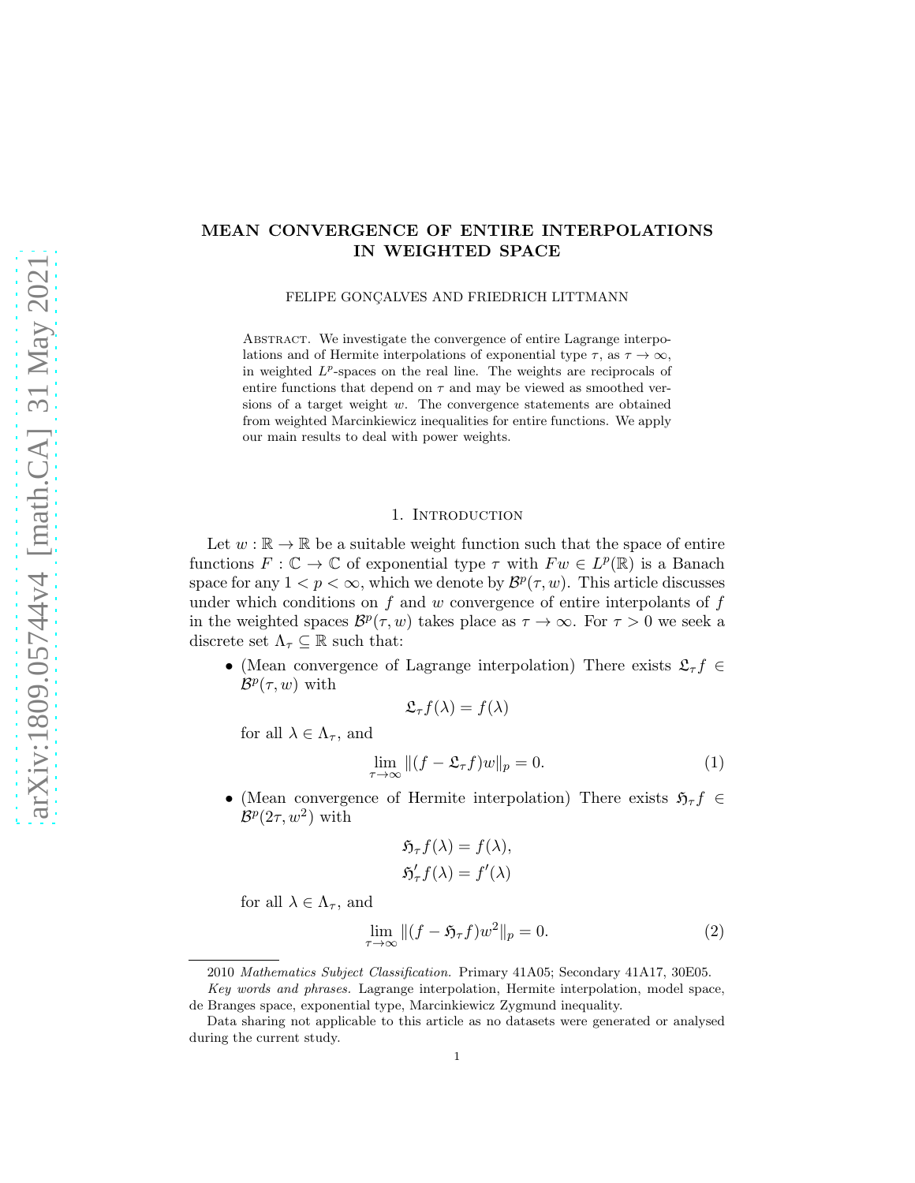# MEAN CONVERGENCE OF ENTIRE INTERPOLATIONS IN WEIGHTED SPACE

FELIPE GONÇALVES AND FRIEDRICH LITTMANN

Abstract. We investigate the convergence of entire Lagrange interpolations and of Hermite interpolations of exponential type $\tau$, as $\tau \to \infty$, in weighted $L^p$-spaces on the real line. The weights are reciprocals of entire functions that depend on $\tau$ and may be viewed as smoothed versions of a target weight $w$. The convergence statements are obtained from weighted Marcinkiewicz inequalities for entire functions. We apply our main results to deal with power weights.

## 1. Introduction

Let $w : \mathbb{R} \to \mathbb{R}$ be a suitable weight function such that the space of entire functions $F : \mathbb{C} \to \mathbb{C}$ of exponential type $\tau$ with $Fw \in L^p(\mathbb{R})$ is a Banach space for any $1 < p < \infty$, which we denote by $\mathcal{B}^p(\tau, w)$. This article discusses under which conditions on $f$ and $w$ convergence of entire interpolants of $f$ in the weighted spaces $\mathcal{B}^p(\tau, w)$ takes place as $\tau \to \infty$. For $\tau > 0$ we seek a discrete set $\Lambda_\tau \subseteq \mathbb{R}$ such that:

- (Mean convergence of Lagrange interpolation) There exists $\mathfrak{L}_\tau f \in \mathcal{B}^p(\tau, w)$ with
$$\mathfrak{L}_\tau f(\lambda) = f(\lambda)$$
for all $\lambda \in \Lambda_\tau$, and
$$\lim_{\tau \to \infty} \|(f - \mathfrak{L}_\tau f)w\|_p = 0. \tag{1}$$
- (Mean convergence of Hermite interpolation) There exists $\mathfrak{H}_\tau f \in \mathcal{B}^p(2\tau, w^2)$ with
$$\mathfrak{H}_\tau f(\lambda) = f(\lambda),$$
$$\mathfrak{H}_\tau' f(\lambda) = f'(\lambda)$$
for all $\lambda \in \Lambda_\tau$, and
$$\lim_{\tau \to \infty} \|(f - \mathfrak{H}_\tau f)w^2\|_p = 0. \tag{2}$$

2010 *Mathematics Subject Classification.* Primary 41A05; Secondary 41A17, 30E05.

*Key words and phrases.* Lagrange interpolation, Hermite interpolation, model space, de Branges space, exponential type, Marcinkiewicz Zygmund inequality.

Data sharing not applicable to this article as no datasets were generated or analysed during the current study.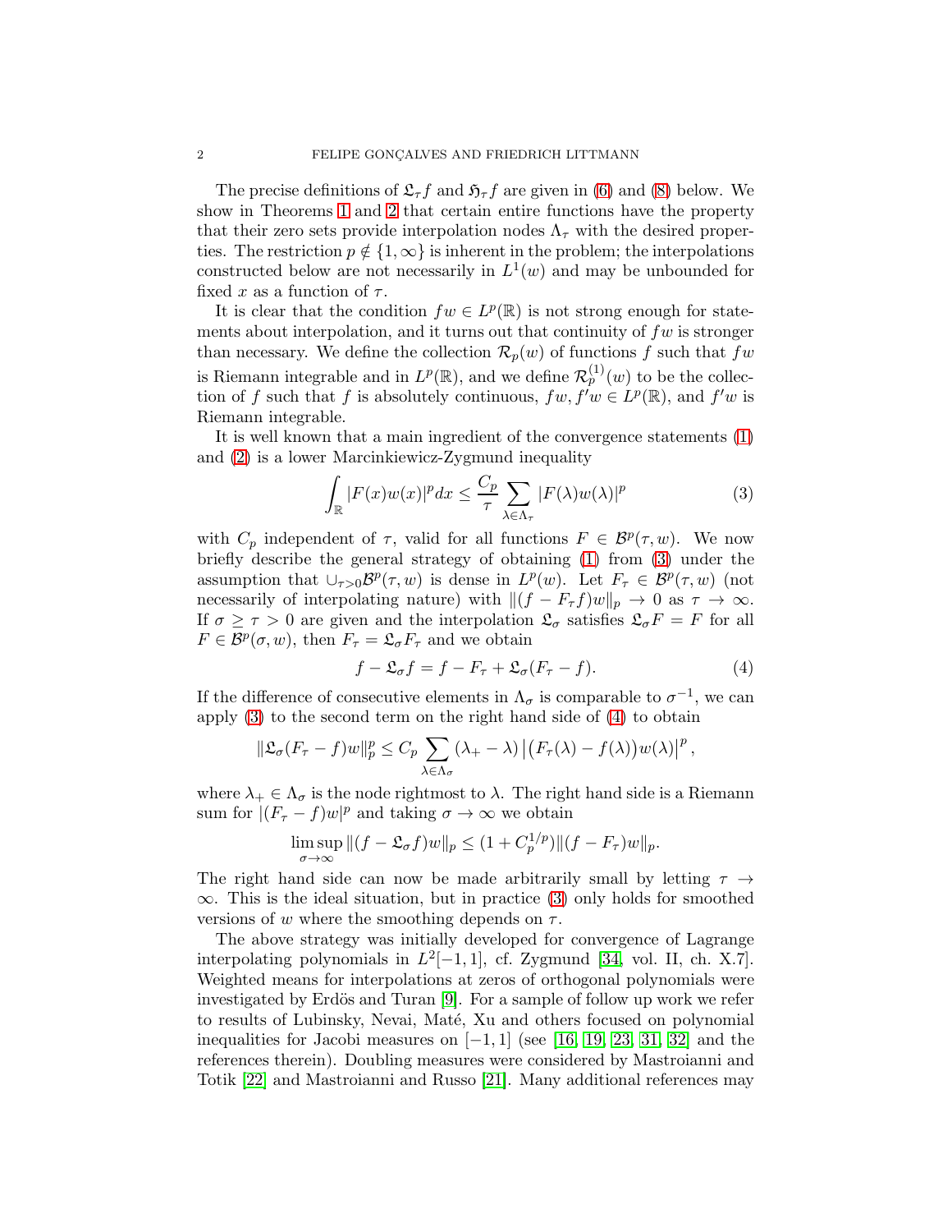The precise definitions of $\mathfrak{L}_\tau f$ and $\mathfrak{H}_\tau f$ are given in (6) and (8) below. We show in Theorems 1 and 2 that certain entire functions have the property that their zero sets provide interpolation nodes $\Lambda_\tau$ with the desired properties. The restriction $p \notin \{1, \infty\}$ is inherent in the problem; the interpolations constructed below are not necessarily in $L^1(w)$ and may be unbounded for fixed $x$ as a function of $\tau$.

It is clear that the condition $fw \in L^p(\mathbb{R})$ is not strong enough for statements about interpolation, and it turns out that continuity of $fw$ is stronger than necessary. We define the collection $\mathcal{R}_p(w)$ of functions $f$ such that $fw$ is Riemann integrable and in $L^p(\mathbb{R})$, and we define $\mathcal{R}_p^{(1)}(w)$ to be the collection of $f$ such that $f$ is absolutely continuous, $fw, f'w \in L^p(\mathbb{R})$, and $f'w$ is Riemann integrable.

It is well known that a main ingredient of the convergence statements (1) and (2) is a lower Marcinkiewicz-Zygmund inequality

$$\int_{\mathbb{R}} |F(x)w(x)|^p dx \leq \frac{C_p}{\tau} \sum_{\lambda \in \Lambda_\tau} |F(\lambda)w(\lambda)|^p \tag{3}$$

with $C_p$ independent of $\tau$, valid for all functions $F \in \mathcal{B}^p(\tau, w)$. We now briefly describe the general strategy of obtaining (1) from (3) under the assumption that $\cup_{\tau>0}\mathcal{B}^p(\tau, w)$ is dense in $L^p(w)$. Let $F_\tau \in \mathcal{B}^p(\tau, w)$ (not necessarily of interpolating nature) with $\|(f - F_\tau f)w\|_p \to 0$ as $\tau \to \infty$. If $\sigma \geq \tau > 0$ are given and the interpolation $\mathfrak{L}_\sigma$ satisfies $\mathfrak{L}_\sigma F = F$ for all $F \in \mathcal{B}^p(\sigma, w)$, then $F_\tau = \mathfrak{L}_\sigma F_\tau$ and we obtain

$$f - \mathfrak{L}_\sigma f = f - F_\tau + \mathfrak{L}_\sigma(F_\tau - f). \tag{4}$$

If the difference of consecutive elements in $\Lambda_\sigma$ is comparable to $\sigma^{-1}$, we can apply (3) to the second term on the right hand side of (4) to obtain

$$\|\mathfrak{L}_\sigma(F_\tau - f)w\|_p^p \leq C_p \sum_{\lambda \in \Lambda_\sigma} (\lambda_+ - \lambda) \left| \big(F_\tau(\lambda) - f(\lambda)\big) w(\lambda) \right|^p,$$

where $\lambda_+ \in \Lambda_\sigma$ is the node rightmost to $\lambda$. The right hand side is a Riemann sum for $|(F_\tau - f)w|^p$ and taking $\sigma \to \infty$ we obtain

$$\limsup_{\sigma \to \infty} \|(f - \mathfrak{L}_\sigma f)w\|_p \leq (1 + C_p^{1/p})\|(f - F_\tau)w\|_p.$$

The right hand side can now be made arbitrarily small by letting $\tau \to \infty$. This is the ideal situation, but in practice (3) only holds for smoothed versions of $w$ where the smoothing depends on $\tau$.

The above strategy was initially developed for convergence of Lagrange interpolating polynomials in $L^2[-1, 1]$, cf. Zygmund [34, vol. II, ch. X.7]. Weighted means for interpolations at zeros of orthogonal polynomials were investigated by Erdös and Turan [9]. For a sample of follow up work we refer to results of Lubinsky, Nevai, Maté, Xu and others focused on polynomial inequalities for Jacobi measures on $[-1, 1]$ (see [16, 19, 23, 31, 32] and the references therein). Doubling measures were considered by Mastroianni and Totik [22] and Mastroianni and Russo [21]. Many additional references may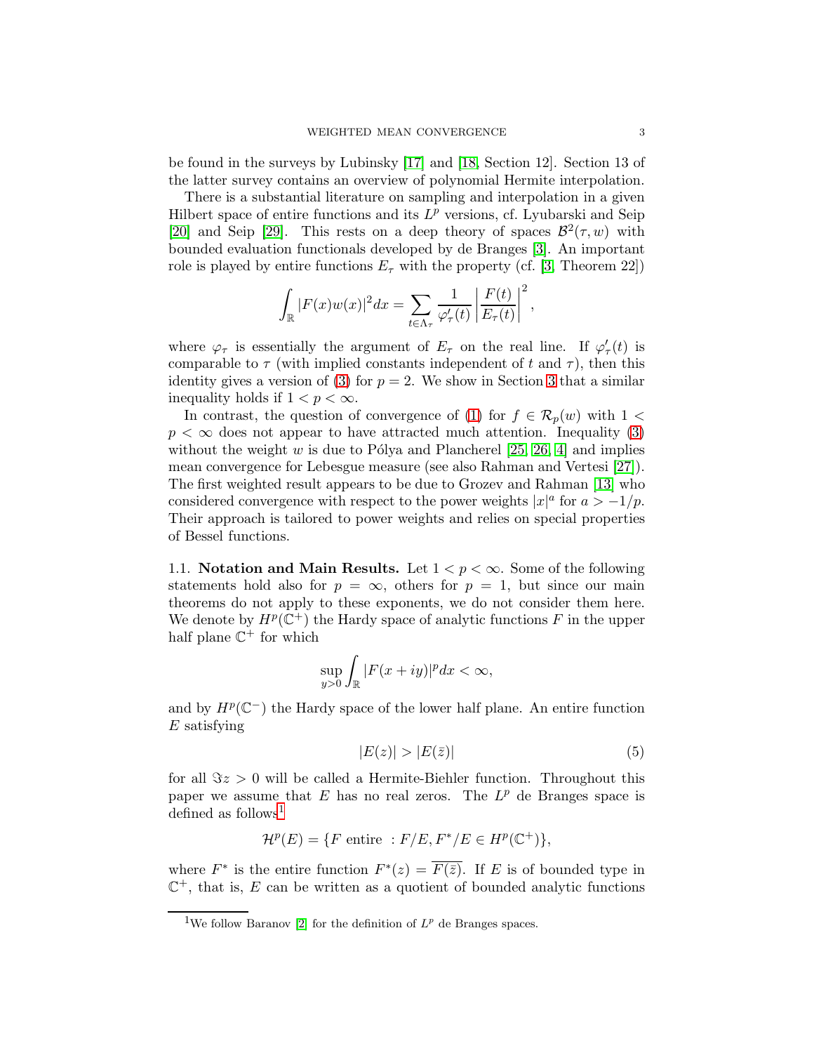be found in the surveys by Lubinsky [17] and [18, Section 12]. Section 13 of the latter survey contains an overview of polynomial Hermite interpolation.

There is a substantial literature on sampling and interpolation in a given Hilbert space of entire functions and its $L^p$ versions, cf. Lyubarski and Seip [20] and Seip [29]. This rests on a deep theory of spaces $\mathcal{B}^2(\tau, w)$ with bounded evaluation functionals developed by de Branges [3]. An important role is played by entire functions $E_\tau$ with the property (cf. [3, Theorem 22])

$$\int_{\mathbb{R}} |F(x)w(x)|^2 dx = \sum_{t \in \Lambda_\tau} \frac{1}{\varphi'_\tau(t)} \left| \frac{F(t)}{E_\tau(t)} \right|^2,$$

where $\varphi_\tau$ is essentially the argument of $E_\tau$ on the real line. If $\varphi'_\tau(t)$ is comparable to $\tau$ (with implied constants independent of $t$ and $\tau$), then this identity gives a version of (3) for $p = 2$. We show in Section 3 that a similar inequality holds if $1 < p < \infty$.

In contrast, the question of convergence of (1) for $f \in \mathcal{R}_p(w)$ with $1 < p < \infty$ does not appear to have attracted much attention. Inequality (3) without the weight $w$ is due to Pólya and Plancherel [25, 26, 4] and implies mean convergence for Lebesgue measure (see also Rahman and Vertesi [27]). The first weighted result appears to be due to Grozev and Rahman [13] who considered convergence with respect to the power weights $|x|^a$ for $a > -1/p$. Their approach is tailored to power weights and relies on special properties of Bessel functions.

## 1.1. Notation and Main Results.

Let $1 < p < \infty$. Some of the following statements hold also for $p = \infty$, others for $p = 1$, but since our main theorems do not apply to these exponents, we do not consider them here. We denote by $H^p(\mathbb{C}^+)$ the Hardy space of analytic functions $F$ in the upper half plane $\mathbb{C}^+$ for which

$$\sup_{y>0} \int_{\mathbb{R}} |F(x+iy)|^p dx < \infty,$$

and by $H^p(\mathbb{C}^-)$ the Hardy space of the lower half plane. An entire function $E$ satisfying

$$|E(z)| > |E(\bar{z})| \tag{5}$$

for all $\Im z > 0$ will be called a Hermite-Biehler function. Throughout this paper we assume that $E$ has no real zeros. The $L^p$ de Branges space is defined as follows[1]

$$\mathcal{H}^p(E) = \{F \text{ entire } : F/E, F^*/E \in H^p(\mathbb{C}^+)\},$$

where $F^*$ is the entire function $F^*(z) = \overline{F(\bar{z})}$. If $E$ is of bounded type in $\mathbb{C}^+$, that is, $E$ can be written as a quotient of bounded analytic functions

---

[1] We follow Baranov [2] for the definition of $L^p$ de Branges spaces.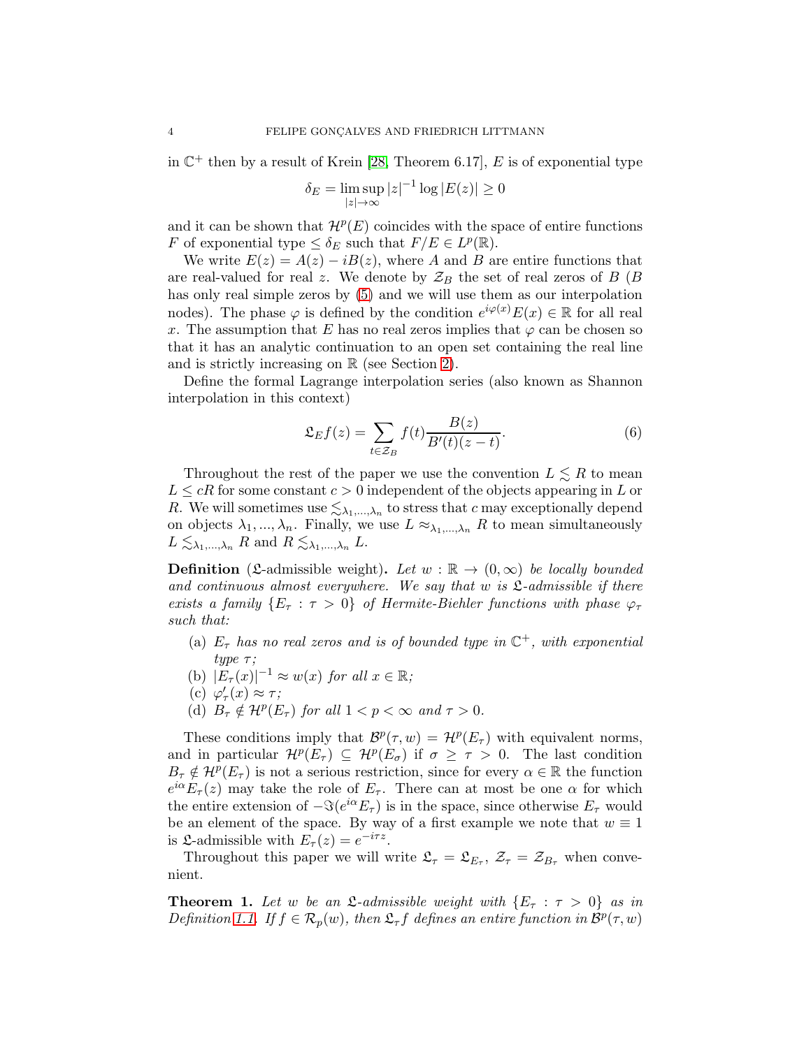in $\mathbb{C}^+$ then by a result of Krein [28, Theorem 6.17], $E$ is of exponential type

$$\delta_E = \limsup_{|z|\to\infty} |z|^{-1} \log |E(z)| \geq 0$$

and it can be shown that $\mathcal{H}^p(E)$ coincides with the space of entire functions $F$ of exponential type $\leq \delta_E$ such that $F/E \in L^p(\mathbb{R})$.

We write $E(z) = A(z) - iB(z)$, where $A$ and $B$ are entire functions that are real-valued for real $z$. We denote by $\mathcal{Z}_B$ the set of real zeros of $B$ ($B$ has only real simple zeros by (5) and we will use them as our interpolation nodes). The phase $\varphi$ is defined by the condition $e^{i\varphi(x)}E(x) \in \mathbb{R}$ for all real $x$. The assumption that $E$ has no real zeros implies that $\varphi$ can be chosen so that it has an analytic continuation to an open set containing the real line and is strictly increasing on $\mathbb{R}$ (see Section 2).

Define the formal Lagrange interpolation series (also known as Shannon interpolation in this context)

$$\mathfrak{L}_E f(z) = \sum_{t\in\mathcal{Z}_B} f(t) \frac{B(z)}{B'(t)(z-t)}. \tag{6}$$

Throughout the rest of the paper we use the convention $L \lesssim R$ to mean $L \leq cR$ for some constant $c > 0$ independent of the objects appearing in $L$ or $R$. We will sometimes use $\lesssim_{\lambda_1,...,\lambda_n}$ to stress that $c$ may exceptionally depend on objects $\lambda_1, ..., \lambda_n$. Finally, we use $L \approx_{\lambda_1,...,\lambda_n} R$ to mean simultaneously $L \lesssim_{\lambda_1,...,\lambda_n} R$ and $R \lesssim_{\lambda_1,...,\lambda_n} L$.

**Definition** ($\mathfrak{L}$-admissible weight)**.** *Let $w : \mathbb{R} \to (0, \infty)$ be locally bounded and continuous almost everywhere. We say that $w$ is $\mathfrak{L}$-admissible if there exists a family $\{E_\tau : \tau > 0\}$ of Hermite-Biehler functions with phase $\varphi_\tau$ such that:*

- (a) *$E_\tau$ has no real zeros and is of bounded type in $\mathbb{C}^+$, with exponential type $\tau$;*
- (b) *$|E_\tau(x)|^{-1} \approx w(x)$ for all $x \in \mathbb{R}$;*
- (c) *$\varphi'_\tau(x) \approx \tau$;*
- (d) *$B_\tau \notin \mathcal{H}^p(E_\tau)$ for all $1 < p < \infty$ and $\tau > 0$.*

These conditions imply that $\mathcal{B}^p(\tau, w) = \mathcal{H}^p(E_\tau)$ with equivalent norms, and in particular $\mathcal{H}^p(E_\tau) \subseteq \mathcal{H}^p(E_\sigma)$ if $\sigma \geq \tau > 0$. The last condition $B_\tau \notin \mathcal{H}^p(E_\tau)$ is not a serious restriction, since for every $\alpha \in \mathbb{R}$ the function $e^{i\alpha}E_\tau(z)$ may take the role of $E_\tau$. There can at most be one $\alpha$ for which the entire extension of $-\Im(e^{i\alpha}E_\tau)$ is in the space, since otherwise $E_\tau$ would be an element of the space. By way of a first example we note that $w \equiv 1$ is $\mathfrak{L}$-admissible with $E_\tau(z) = e^{-i\tau z}$.

Throughout this paper we will write $\mathfrak{L}_\tau = \mathfrak{L}_{E_\tau}$, $\mathcal{Z}_\tau = \mathcal{Z}_{B_\tau}$ when convenient.

**Theorem 1.** *Let $w$ be an $\mathfrak{L}$-admissible weight with $\{E_\tau : \tau > 0\}$ as in Definition 1.1. If $f \in \mathcal{R}_p(w)$, then $\mathfrak{L}_\tau f$ defines an entire function in $\mathcal{B}^p(\tau, w)$*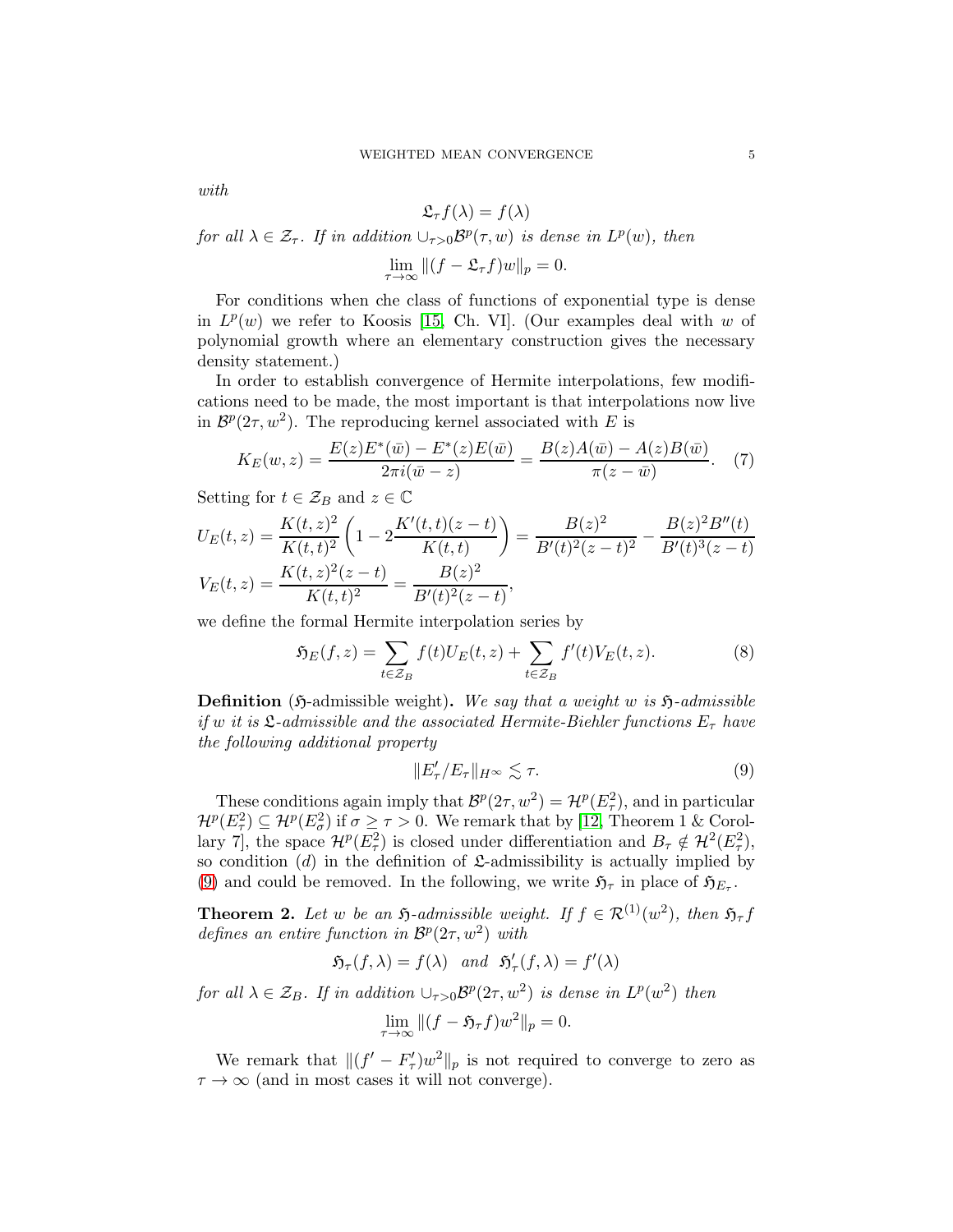*with*

$$\mathfrak{L}_\tau f(\lambda) = f(\lambda)$$

*for all* $\lambda \in \mathcal{Z}_\tau$*. If in addition* $\cup_{\tau>0}\mathcal{B}^p(\tau, w)$ *is dense in* $L^p(w)$*, then*

$$\lim_{\tau\to\infty} \|(f - \mathfrak{L}_\tau f)w\|_p = 0.$$

For conditions when che class of functions of exponential type is dense in $L^p(w)$ we refer to Koosis [15, Ch. VI]. (Our examples deal with $w$ of polynomial growth where an elementary construction gives the necessary density statement.)

In order to establish convergence of Hermite interpolations, few modifications need to be made, the most important is that interpolations now live in $\mathcal{B}^p(2\tau, w^2)$. The reproducing kernel associated with $E$ is

$$K_E(w, z) = \frac{E(z)E^*(\bar{w}) - E^*(z)E(\bar{w})}{2\pi i(\bar{w} - z)} = \frac{B(z)A(\bar{w}) - A(z)B(\bar{w})}{\pi(z - \bar{w})}. \quad (7)$$

Setting for $t \in \mathcal{Z}_B$ and $z \in \mathbb{C}$

$$U_E(t, z) = \frac{K(t, z)^2}{K(t, t)^2}\left(1 - 2\frac{K'(t, t)(z - t)}{K(t, t)}\right) = \frac{B(z)^2}{B'(t)^2(z - t)^2} - \frac{B(z)^2 B''(t)}{B'(t)^3(z - t)}$$

$$V_E(t, z) = \frac{K(t, z)^2(z - t)}{K(t, t)^2} = \frac{B(z)^2}{B'(t)^2(z - t)},$$

we define the formal Hermite interpolation series by

$$\mathfrak{H}_E(f, z) = \sum_{t\in\mathcal{Z}_B} f(t)U_E(t, z) + \sum_{t\in\mathcal{Z}_B} f'(t)V_E(t, z). \quad (8)$$

**Definition** ($\mathfrak{H}$-admissible weight)**.** *We say that a weight* $w$ *is* $\mathfrak{H}$*-admissible if* $w$ *it is* $\mathfrak{L}$*-admissible and the associated Hermite-Biehler functions* $E_\tau$ *have the following additional property*

$$\|E_\tau'/E_\tau\|_{H^\infty} \lesssim \tau. \quad (9)$$

These conditions again imply that $\mathcal{B}^p(2\tau, w^2) = \mathcal{H}^p(E_\tau^2)$, and in particular $\mathcal{H}^p(E_\tau^2) \subseteq \mathcal{H}^p(E_\sigma^2)$ if $\sigma \geq \tau > 0$. We remark that by [12, Theorem 1 & Corollary 7], the space $\mathcal{H}^p(E_\tau^2)$ is closed under differentiation and $B_\tau \notin \mathcal{H}^2(E_\tau^2)$, so condition $(d)$ in the definition of $\mathfrak{L}$-admissibility is actually implied by (9) and could be removed. In the following, we write $\mathfrak{H}_\tau$ in place of $\mathfrak{H}_{E_\tau}$.

**Theorem 2.** *Let* $w$ *be an* $\mathfrak{H}$*-admissible weight. If* $f \in \mathcal{R}^{(1)}(w^2)$*, then* $\mathfrak{H}_\tau f$ *defines an entire function in* $\mathcal{B}^p(2\tau, w^2)$ *with*

$$\mathfrak{H}_\tau(f, \lambda) = f(\lambda) \ \text{ and } \ \mathfrak{H}_\tau'(f, \lambda) = f'(\lambda)$$

*for all* $\lambda \in \mathcal{Z}_B$*. If in addition* $\cup_{\tau>0}\mathcal{B}^p(2\tau, w^2)$ *is dense in* $L^p(w^2)$ *then*

$$\lim_{\tau\to\infty} \|(f - \mathfrak{H}_\tau f)w^2\|_p = 0.$$

We remark that $\|(f' - F_\tau')w^2\|_p$ is not required to converge to zero as $\tau \to \infty$ (and in most cases it will not converge).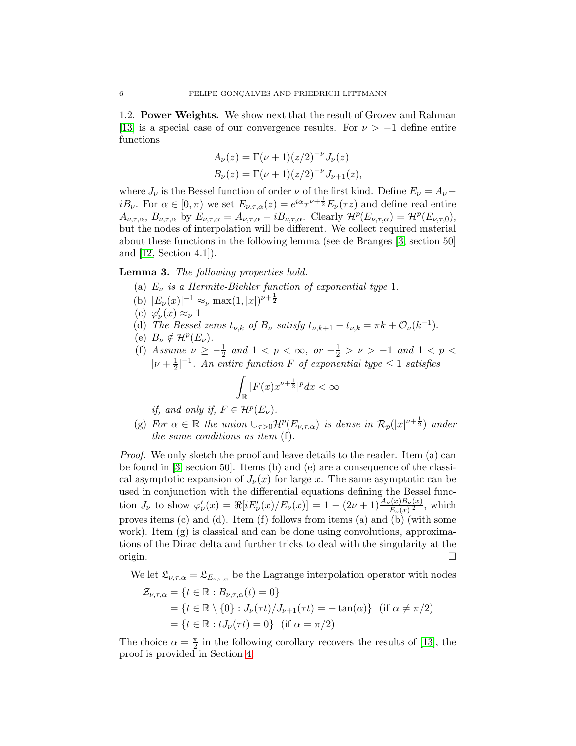### 1.2. Power Weights.

We show next that the result of Grozev and Rahman [13] is a special case of our convergence results. For $\nu > -1$ define entire functions

$$
\begin{aligned}
A_\nu(z) &= \Gamma(\nu+1)(z/2)^{-\nu} J_\nu(z) \\
B_\nu(z) &= \Gamma(\nu+1)(z/2)^{-\nu} J_{\nu+1}(z),
\end{aligned}
$$

where $J_\nu$ is the Bessel function of order $\nu$ of the first kind. Define $E_\nu = A_\nu - iB_\nu$. For $\alpha \in [0, \pi)$ we set $E_{\nu,\tau,\alpha}(z) = e^{i\alpha}\tau^{\nu+\frac{1}{2}} E_\nu(\tau z)$ and define real entire $A_{\nu,\tau,\alpha}$, $B_{\nu,\tau,\alpha}$ by $E_{\nu,\tau,\alpha} = A_{\nu,\tau,\alpha} - iB_{\nu,\tau,\alpha}$. Clearly $\mathcal{H}^p(E_{\nu,\tau,\alpha}) = \mathcal{H}^p(E_{\nu,\tau,0})$, but the nodes of interpolation will be different. We collect required material about these functions in the following lemma (see de Branges [3, section 50] and [12, Section 4.1]).

**Lemma 3.** *The following properties hold.*

(a) *$E_\nu$ is a Hermite-Biehler function of exponential type 1.*

(b) $|E_\nu(x)|^{-1} \approx_\nu \max(1, |x|)^{\nu+\frac{1}{2}}$

(c) $\varphi'_\nu(x) \approx_\nu 1$

(d) *The Bessel zeros $t_{\nu,k}$ of $B_\nu$ satisfy $t_{\nu,k+1} - t_{\nu,k} = \pi k + \mathcal{O}_\nu(k^{-1})$.*

(e) $B_\nu \notin \mathcal{H}^p(E_\nu)$.

(f) *Assume $\nu \geq -\frac{1}{2}$ and $1 < p < \infty$, or $-\frac{1}{2} > \nu > -1$ and $1 < p < |\nu + \frac{1}{2}|^{-1}$. An entire function $F$ of exponential type $\leq 1$ satisfies*

$$
\int_{\mathbb{R}} |F(x) x^{\nu+\frac{1}{2}}|^p dx < \infty
$$

*if, and only if, $F \in \mathcal{H}^p(E_\nu)$.*

(g) *For $\alpha \in \mathbb{R}$ the union $\cup_{\tau>0} \mathcal{H}^p(E_{\nu,\tau,\alpha})$ is dense in $\mathcal{R}_p(|x|^{\nu+\frac{1}{2}})$ under the same conditions as item (f).*

*Proof.* We only sketch the proof and leave details to the reader. Item (a) can be found in [3, section 50]. Items (b) and (e) are a consequence of the classical asymptotic expansion of $J_\nu(x)$ for large $x$. The same asymptotic can be used in conjunction with the differential equations defining the Bessel function $J_\nu$ to show $\varphi'_\nu(x) = \Re[iE'_\nu(x)/E_\nu(x)] = 1 - (2\nu+1)\frac{A_\nu(x)B_\nu(x)}{|E_\nu(x)|^2}$, which proves items (c) and (d). Item (f) follows from items (a) and (b) (with some work). Item (g) is classical and can be done using convolutions, approximations of the Dirac delta and further tricks to deal with the singularity at the origin. $\square$

We let $\mathfrak{L}_{\nu,\tau,\alpha} = \mathfrak{L}_{E_{\nu,\tau,\alpha}}$ be the Lagrange interpolation operator with nodes

$$
\begin{aligned}
\mathcal{Z}_{\nu,\tau,\alpha} &= \{t \in \mathbb{R} : B_{\nu,\tau,\alpha}(t) = 0\} \\
&= \{t \in \mathbb{R} \setminus \{0\} : J_\nu(\tau t)/J_{\nu+1}(\tau t) = -\tan(\alpha)\} \quad (\text{if } \alpha \neq \pi/2) \\
&= \{t \in \mathbb{R} : tJ_\nu(\tau t) = 0\} \quad (\text{if } \alpha = \pi/2)
\end{aligned}
$$

The choice $\alpha = \frac{\pi}{2}$ in the following corollary recovers the results of [13], the proof is provided in Section 4.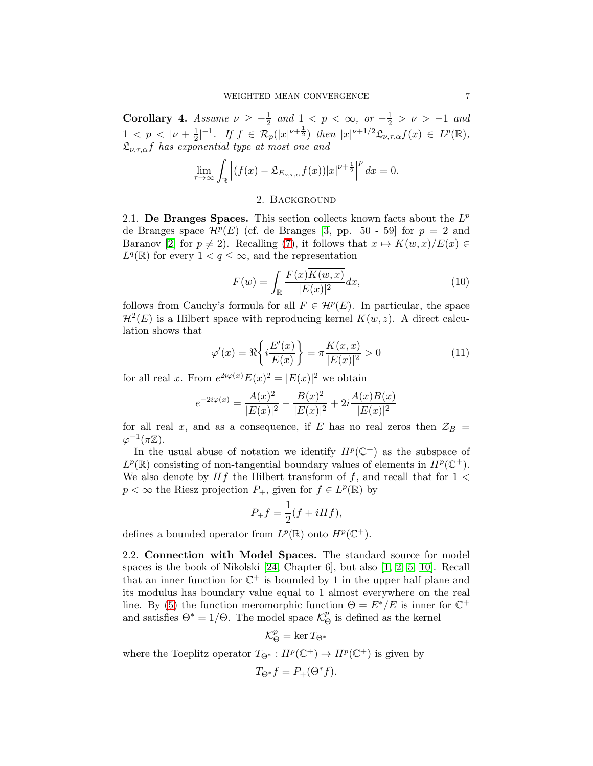**Corollary 4.** *Assume $\nu \geq -\frac{1}{2}$ and $1 < p < \infty$, or $-\frac{1}{2} > \nu > -1$ and $1 < p < |\nu + \frac{1}{2}|^{-1}$. If $f \in \mathcal{R}_p(|x|^{\nu+\frac{1}{2}})$ then $|x|^{\nu+1/2}\mathfrak{L}_{\nu,\tau,\alpha}f(x) \in L^p(\mathbb{R})$, $\mathfrak{L}_{\nu,\tau,\alpha}f$ has exponential type at most one and*

$$\lim_{\tau\to\infty} \int_{\mathbb{R}} \left|(f(x) - \mathfrak{L}_{E_{\nu,\tau,\alpha}}f(x))|x|^{\nu+\frac{1}{2}}\right|^p dx = 0.$$

## 2. Background

**2.1. De Branges Spaces.** This section collects known facts about the $L^p$ de Branges space $\mathcal{H}^p(E)$ (cf. de Branges [3, pp. 50 - 59] for $p = 2$ and Baranov [2] for $p \neq 2$). Recalling (7), it follows that $x \mapsto K(w,x)/E(x) \in L^q(\mathbb{R})$ for every $1 < q \leq \infty$, and the representation

$$F(w) = \int_{\mathbb{R}} \frac{F(x)\overline{K(w,x)}}{|E(x)|^2} dx, \tag{10}$$

follows from Cauchy's formula for all $F \in \mathcal{H}^p(E)$. In particular, the space $\mathcal{H}^2(E)$ is a Hilbert space with reproducing kernel $K(w,z)$. A direct calculation shows that

$$\varphi'(x) = \Re\left\{ i\frac{E'(x)}{E(x)} \right\} = \pi\frac{K(x,x)}{|E(x)|^2} > 0 \tag{11}$$

for all real $x$. From $e^{2i\varphi(x)}E(x)^2 = |E(x)|^2$ we obtain

$$e^{-2i\varphi(x)} = \frac{A(x)^2}{|E(x)|^2} - \frac{B(x)^2}{|E(x)|^2} + 2i\frac{A(x)B(x)}{|E(x)|^2}$$

for all real $x$, and as a consequence, if $E$ has no real zeros then $\mathcal{Z}_B = \varphi^{-1}(\pi\mathbb{Z})$.

In the usual abuse of notation we identify $H^p(\mathbb{C}^+)$ as the subspace of $L^p(\mathbb{R})$ consisting of non-tangential boundary values of elements in $H^p(\mathbb{C}^+)$. We also denote by $Hf$ the Hilbert transform of $f$, and recall that for $1 < p < \infty$ the Riesz projection $P_+$, given for $f \in L^p(\mathbb{R})$ by

$$P_+ f = \frac{1}{2}(f + iHf),$$

defines a bounded operator from $L^p(\mathbb{R})$ onto $H^p(\mathbb{C}^+)$.

**2.2. Connection with Model Spaces.** The standard source for model spaces is the book of Nikolski [24, Chapter 6], but also [1, 2, 5, 10]. Recall that an inner function for $\mathbb{C}^+$ is bounded by 1 in the upper half plane and its modulus has boundary value equal to 1 almost everywhere on the real line. By (5) the function meromorphic function $\Theta = E^*/E$ is inner for $\mathbb{C}^+$ and satisfies $\Theta^* = 1/\Theta$. The model space $\mathcal{K}^p_\Theta$ is defined as the kernel

$$\mathcal{K}^p_\Theta = \ker T_{\Theta^*}$$

where the Toeplitz operator $T_{\Theta^*} : H^p(\mathbb{C}^+) \to H^p(\mathbb{C}^+)$ is given by

$$T_{\Theta^*} f = P_+(\Theta^* f).$$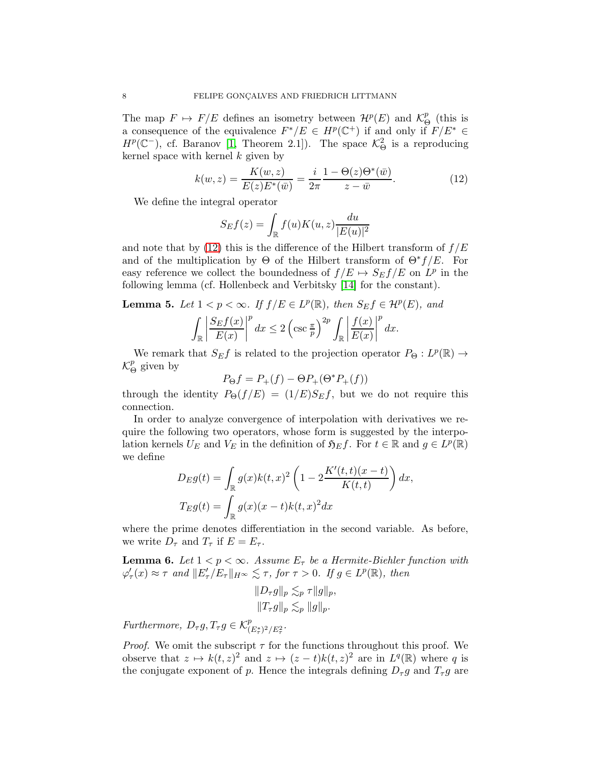The map $F \mapsto F/E$ defines an isometry between $\mathcal{H}^p(E)$ and $\mathcal{K}^p_\Theta$ (this is a consequence of the equivalence $F^*/E \in H^p(\mathbb{C}^+)$ if and only if $F/E^* \in H^p(\mathbb{C}^-)$, cf. Baranov [1, Theorem 2.1]). The space $\mathcal{K}^2_\Theta$ is a reproducing kernel space with kernel $k$ given by

$$k(w,z) = \frac{K(w,z)}{E(z)E^*(\bar{w})} = \frac{i}{2\pi}\frac{1-\Theta(z)\Theta^*(\bar{w})}{z-\bar{w}}. \tag{12}$$

We define the integral operator

$$S_E f(z) = \int_{\mathbb{R}} f(u)K(u,z)\frac{du}{|E(u)|^2}$$

and note that by (12) this is the difference of the Hilbert transform of $f/E$ and of the multiplication by $\Theta$ of the Hilbert transform of $\Theta^* f/E$. For easy reference we collect the boundedness of $f/E \mapsto S_E f/E$ on $L^p$ in the following lemma (cf. Hollenbeck and Verbitsky [14] for the constant).

**Lemma 5.** *Let $1 < p < \infty$. If $f/E \in L^p(\mathbb{R})$, then $S_E f \in \mathcal{H}^p(E)$, and*

$$\int_{\mathbb{R}} \left|\frac{S_E f(x)}{E(x)}\right|^p dx \le 2\left(\csc\tfrac{\pi}{p}\right)^{2p} \int_{\mathbb{R}} \left|\frac{f(x)}{E(x)}\right|^p dx.$$

We remark that $S_E f$ is related to the projection operator $P_\Theta : L^p(\mathbb{R}) \to \mathcal{K}^p_\Theta$ given by

$$P_\Theta f = P_+(f) - \Theta P_+(\Theta^* P_+(f))$$

through the identity $P_\Theta(f/E) = (1/E)S_E f$, but we do not require this connection.

In order to analyze convergence of interpolation with derivatives we require the following two operators, whose form is suggested by the interpolation kernels $U_E$ and $V_E$ in the definition of $\mathfrak{H}_E f$. For $t \in \mathbb{R}$ and $g \in L^p(\mathbb{R})$ we define

$$D_E g(t) = \int_{\mathbb{R}} g(x)k(t,x)^2\left(1 - 2\frac{K'(t,t)(x-t)}{K(t,t)}\right)dx,$$
$$T_E g(t) = \int_{\mathbb{R}} g(x)(x-t)k(t,x)^2 dx$$

where the prime denotes differentiation in the second variable. As before, we write $D_\tau$ and $T_\tau$ if $E = E_\tau$.

**Lemma 6.** *Let $1 < p < \infty$. Assume $E_\tau$ be a Hermite-Biehler function with $\varphi'_\tau(x) \approx \tau$ and $\|E'_\tau/E_\tau\|_{H^\infty} \lesssim \tau$, for $\tau > 0$. If $g \in L^p(\mathbb{R})$, then*

$$\|D_\tau g\|_p \lesssim_p \tau\|g\|_p,$$
$$\|T_\tau g\|_p \lesssim_p \|g\|_p.$$

*Furthermore, $D_\tau g, T_\tau g \in \mathcal{K}^p_{(E^*_\tau)^2/E^2_\tau}$.*

*Proof.* We omit the subscript $\tau$ for the functions throughout this proof. We observe that $z \mapsto k(t,z)^2$ and $z \mapsto (z-t)k(t,z)^2$ are in $L^q(\mathbb{R})$ where $q$ is the conjugate exponent of $p$. Hence the integrals defining $D_\tau g$ and $T_\tau g$ are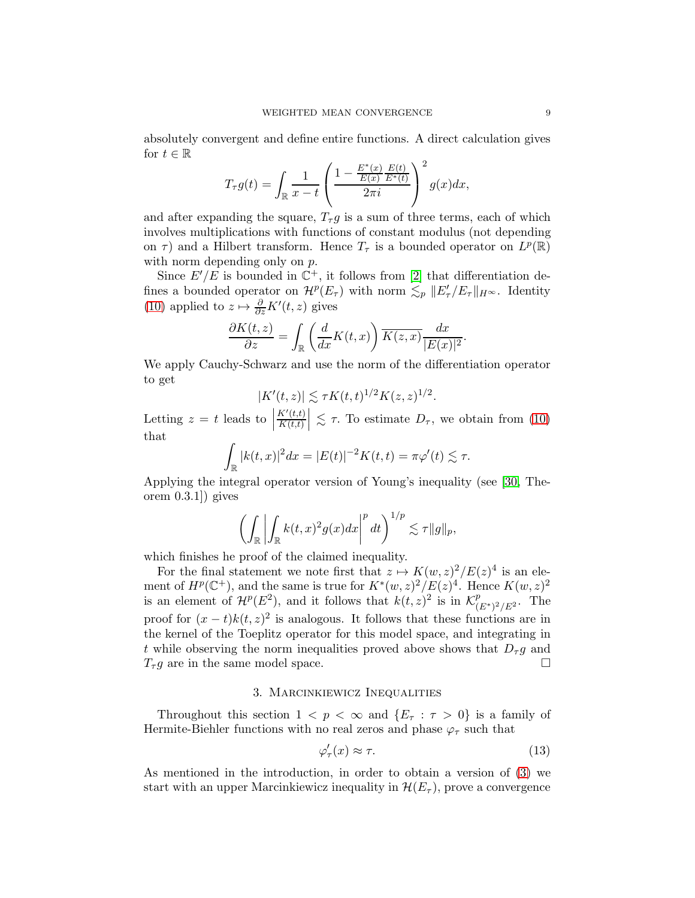absolutely convergent and define entire functions. A direct calculation gives for $t \in \mathbb{R}$

$$T_\tau g(t) = \int_{\mathbb{R}} \frac{1}{x-t} \left( \frac{1 - \frac{E^*(x)}{E(x)} \frac{E(t)}{E^*(t)}}{2\pi i} \right)^2 g(x) dx,$$

and after expanding the square, $T_\tau g$ is a sum of three terms, each of which involves multiplications with functions of constant modulus (not depending on $\tau$) and a Hilbert transform. Hence $T_\tau$ is a bounded operator on $L^p(\mathbb{R})$ with norm depending only on $p$.

Since $E'/E$ is bounded in $\mathbb{C}^+$, it follows from [2] that differentiation defines a bounded operator on $\mathcal{H}^p(E_\tau)$ with norm $\lesssim_p \|E_\tau'/E_\tau\|_{H^\infty}$. Identity (10) applied to $z \mapsto \frac{\partial}{\partial z} K'(t,z)$ gives

$$\frac{\partial K(t,z)}{\partial z} = \int_{\mathbb{R}} \left( \frac{d}{dx} K(t,x) \right) \overline{K(z,x)} \frac{dx}{|E(x)|^2}.$$

We apply Cauchy-Schwarz and use the norm of the differentiation operator to get

$$|K'(t,z)| \lesssim \tau K(t,t)^{1/2} K(z,z)^{1/2}.$$

Letting $z = t$ leads to $\left| \frac{K'(t,t)}{K(t,t)} \right| \lesssim \tau$. To estimate $D_\tau$, we obtain from (10) that

$$\int_{\mathbb{R}} |k(t,x)|^2 dx = |E(t)|^{-2} K(t,t) = \pi \varphi'(t) \lesssim \tau.$$

Applying the integral operator version of Young's inequality (see [30, Theorem 0.3.1]) gives

$$\left( \int_{\mathbb{R}} \left| \int_{\mathbb{R}} k(t,x)^2 g(x) dx \right|^p dt \right)^{1/p} \lesssim \tau \|g\|_p,$$

which finishes he proof of the claimed inequality.

For the final statement we note first that $z \mapsto K(w,z)^2/E(z)^4$ is an element of $H^p(\mathbb{C}^+)$, and the same is true for $K^*(w,z)^2/E(z)^4$. Hence $K(w,z)^2$ is an element of $\mathcal{H}^p(E^2)$, and it follows that $k(t,z)^2$ is in $\mathcal{K}^p_{(E^*)^2/E^2}$. The proof for $(x-t)k(t,z)^2$ is analogous. It follows that these functions are in the kernel of the Toeplitz operator for this model space, and integrating in $t$ while observing the norm inequalities proved above shows that $D_\tau g$ and $T_\tau g$ are in the same model space. $\square$

## 3. Marcinkiewicz Inequalities

Throughout this section $1 < p < \infty$ and $\{E_\tau : \tau > 0\}$ is a family of Hermite-Biehler functions with no real zeros and phase $\varphi_\tau$ such that

$$\varphi_\tau'(x) \approx \tau. \tag{13}$$

As mentioned in the introduction, in order to obtain a version of (3) we start with an upper Marcinkiewicz inequality in $\mathcal{H}(E_\tau)$, prove a convergence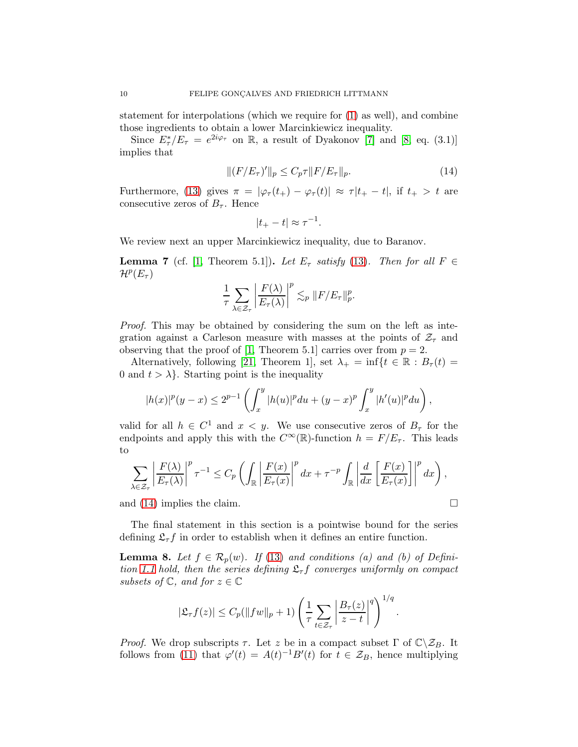statement for interpolations (which we require for (1) as well), and combine those ingredients to obtain a lower Marcinkiewicz inequality.

Since $E_\tau^*/E_\tau = e^{2i\varphi_\tau}$ on $\mathbb{R}$, a result of Dyakonov [7] and [8, eq. (3.1)] implies that

$$\|(F/E_\tau)'\|_p \leq C_p \tau \|F/E_\tau\|_p. \tag{14}$$

Furthermore, (13) gives $\pi = |\varphi_\tau(t_+) - \varphi_\tau(t)| \approx \tau|t_+ - t|$, if $t_+ > t$ are consecutive zeros of $B_\tau$. Hence

$$|t_+ - t| \approx \tau^{-1}.$$

We review next an upper Marcinkiewicz inequality, due to Baranov.

**Lemma 7** (cf. [1, Theorem 5.1])**.** *Let $E_\tau$ satisfy (13). Then for all $F \in \mathcal{H}^p(E_\tau)$*

$$\frac{1}{\tau} \sum_{\lambda \in \mathcal{Z}_\tau} \left| \frac{F(\lambda)}{E_\tau(\lambda)} \right|^p \lesssim_p \|F/E_\tau\|_p^p.$$

*Proof.* This may be obtained by considering the sum on the left as integration against a Carleson measure with masses at the points of $\mathcal{Z}_\tau$ and observing that the proof of [1, Theorem 5.1] carries over from $p = 2$.

Alternatively, following [21, Theorem 1], set $\lambda_+ = \inf\{t \in \mathbb{R} : B_\tau(t) = 0 \text{ and } t > \lambda\}$. Starting point is the inequality

$$|h(x)|^p (y - x) \leq 2^{p-1} \left( \int_x^y |h(u)|^p du + (y - x)^p \int_x^y |h'(u)|^p du \right),$$

valid for all $h \in C^1$ and $x < y$. We use consecutive zeros of $B_\tau$ for the endpoints and apply this with the $C^\infty(\mathbb{R})$-function $h = F/E_\tau$. This leads to

$$\sum_{\lambda \in \mathcal{Z}_\tau} \left| \frac{F(\lambda)}{E_\tau(\lambda)} \right|^p \tau^{-1} \leq C_p \left( \int_{\mathbb{R}} \left| \frac{F(x)}{E_\tau(x)} \right|^p dx + \tau^{-p} \int_{\mathbb{R}} \left| \frac{d}{dx} \left[ \frac{F(x)}{E_\tau(x)} \right] \right|^p dx \right),$$

and (14) implies the claim. $\square$

The final statement in this section is a pointwise bound for the series defining $\mathfrak{L}_\tau f$ in order to establish when it defines an entire function.

**Lemma 8.** *Let $f \in \mathcal{R}_p(w)$. If (13) and conditions (a) and (b) of Definition 1.1 hold, then the series defining $\mathfrak{L}_\tau f$ converges uniformly on compact subsets of $\mathbb{C}$, and for $z \in \mathbb{C}$*

$$|\mathfrak{L}_\tau f(z)| \leq C_p (\|fw\|_p + 1) \left( \frac{1}{\tau} \sum_{t \in \mathcal{Z}_\tau} \left| \frac{B_\tau(z)}{z - t} \right|^q \right)^{1/q}.$$

*Proof.* We drop subscripts $\tau$. Let $z$ be in a compact subset $\Gamma$ of $\mathbb{C} \backslash \mathcal{Z}_B$. It follows from (11) that $\varphi'(t) = A(t)^{-1} B'(t)$ for $t \in \mathcal{Z}_B$, hence multiplying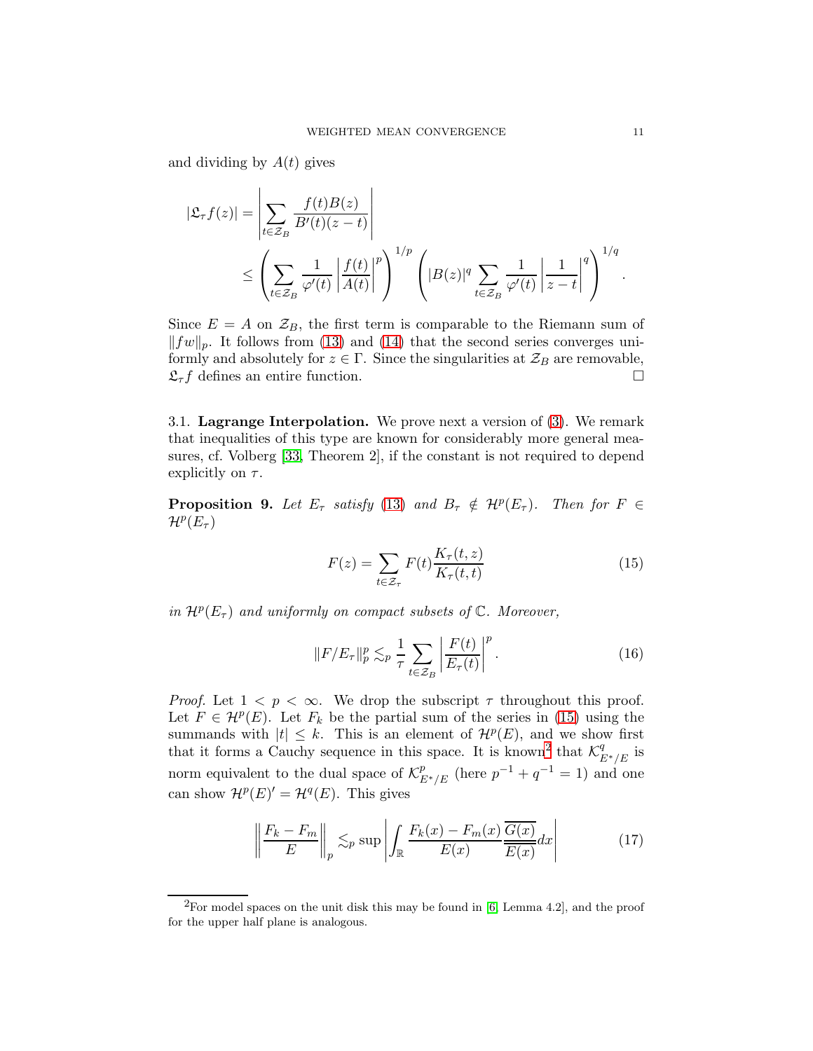and dividing by $A(t)$ gives

$$
\begin{aligned}
|\mathfrak{L}_\tau f(z)| &= \left| \sum_{t\in\mathcal{Z}_B} \frac{f(t)B(z)}{B'(t)(z-t)} \right| \\
&\leq \left( \sum_{t\in\mathcal{Z}_B} \frac{1}{\varphi'(t)} \left| \frac{f(t)}{A(t)} \right|^p \right)^{1/p} \left( |B(z)|^q \sum_{t\in\mathcal{Z}_B} \frac{1}{\varphi'(t)} \left| \frac{1}{z-t} \right|^q \right)^{1/q}.
\end{aligned}
$$

Since $E = A$ on $\mathcal{Z}_B$, the first term is comparable to the Riemann sum of $\|fw\|_p$. It follows from (13) and (14) that the second series converges uniformly and absolutely for $z \in \Gamma$. Since the singularities at $\mathcal{Z}_B$ are removable, $\mathfrak{L}_\tau f$ defines an entire function. □

### 3.1. Lagrange Interpolation.

We prove next a version of (3). We remark that inequalities of this type are known for considerably more general measures, cf. Volberg [33, Theorem 2], if the constant is not required to depend explicitly on $\tau$.

**Proposition 9.** *Let $E_\tau$ satisfy (13) and $B_\tau \notin \mathcal{H}^p(E_\tau)$. Then for $F \in \mathcal{H}^p(E_\tau)$*

$$
F(z) = \sum_{t\in\mathcal{Z}_\tau} F(t) \frac{K_\tau(t,z)}{K_\tau(t,t)} \tag{15}
$$

*in $\mathcal{H}^p(E_\tau)$ and uniformly on compact subsets of $\mathbb{C}$. Moreover,*

$$
\|F/E_\tau\|_p^p \lesssim_p \frac{1}{\tau} \sum_{t\in\mathcal{Z}_B} \left| \frac{F(t)}{E_\tau(t)} \right|^p. \tag{16}
$$

*Proof.* Let $1 < p < \infty$. We drop the subscript $\tau$ throughout this proof. Let $F \in \mathcal{H}^p(E)$. Let $F_k$ be the partial sum of the series in (15) using the summands with $|t| \leq k$. This is an element of $\mathcal{H}^p(E)$, and we show first that it forms a Cauchy sequence in this space. It is known[2] that $\mathcal{K}^q_{E^*/E}$ is norm equivalent to the dual space of $\mathcal{K}^p_{E^*/E}$ (here $p^{-1} + q^{-1} = 1$) and one can show $\mathcal{H}^p(E)' = \mathcal{H}^q(E)$. This gives

$$
\left\| \frac{F_k - F_m}{E} \right\|_p \lesssim_p \sup \left| \int_{\mathbb{R}} \frac{F_k(x) - F_m(x)}{E(x)} \frac{\overline{G(x)}}{\overline{E(x)}} dx \right| \tag{17}
$$

[2] For model spaces on the unit disk this may be found in [6, Lemma 4.2], and the proof for the upper half plane is analogous.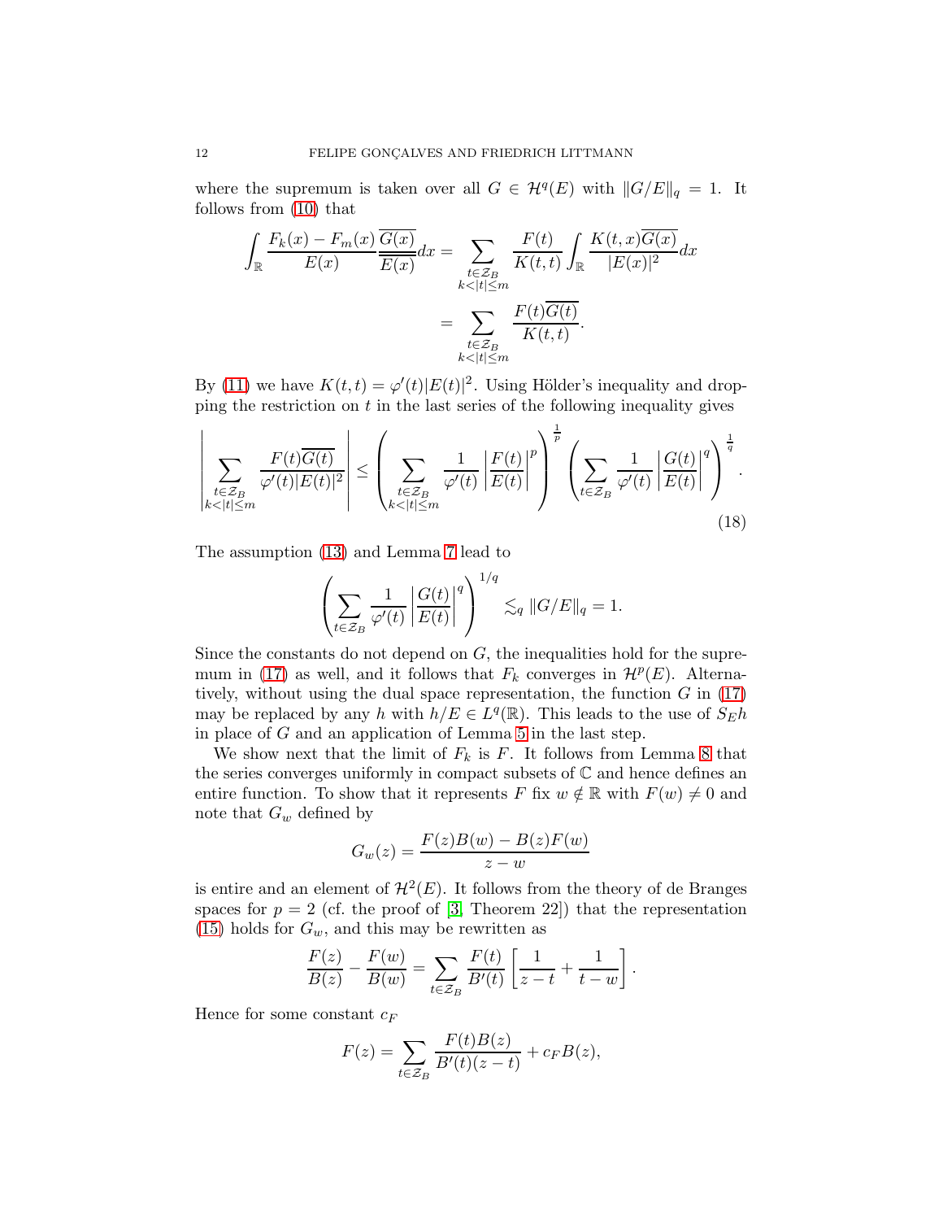where the supremum is taken over all $G \in \mathcal{H}^q(E)$ with $\|G/E\|_q = 1$. It follows from (10) that

$$\int_{\mathbb{R}} \frac{F_k(x) - F_m(x)}{E(x)} \frac{\overline{G(x)}}{\overline{E(x)}} dx = \sum_{\substack{t \in \mathcal{Z}_B \\ k < |t| \leq m}} \frac{F(t)}{K(t,t)} \int_{\mathbb{R}} \frac{K(t,x)\overline{G(x)}}{|E(x)|^2} dx$$

$$= \sum_{\substack{t \in \mathcal{Z}_B \\ k < |t| \leq m}} \frac{F(t)\overline{G(t)}}{K(t,t)}.$$

By (11) we have $K(t,t) = \varphi'(t)|E(t)|^2$. Using Hölder's inequality and dropping the restriction on $t$ in the last series of the following inequality gives

$$\left| \sum_{\substack{t \in \mathcal{Z}_B \\ k < |t| \leq m}} \frac{F(t)\overline{G(t)}}{\varphi'(t)|E(t)|^2} \right| \leq \left( \sum_{\substack{t \in \mathcal{Z}_B \\ k < |t| \leq m}} \frac{1}{\varphi'(t)} \left| \frac{F(t)}{E(t)} \right|^p \right)^{\frac{1}{p}} \left( \sum_{t \in \mathcal{Z}_B} \frac{1}{\varphi'(t)} \left| \frac{G(t)}{E(t)} \right|^q \right)^{\frac{1}{q}}. \tag{18}$$

The assumption (13) and Lemma 7 lead to

$$\left( \sum_{t \in \mathcal{Z}_B} \frac{1}{\varphi'(t)} \left| \frac{G(t)}{E(t)} \right|^q \right)^{1/q} \lesssim_q \|G/E\|_q = 1.$$

Since the constants do not depend on $G$, the inequalities hold for the supremum in (17) as well, and it follows that $F_k$ converges in $\mathcal{H}^p(E)$. Alternatively, without using the dual space representation, the function $G$ in (17) may be replaced by any $h$ with $h/E \in L^q(\mathbb{R})$. This leads to the use of $S_E h$ in place of $G$ and an application of Lemma 5 in the last step.

We show next that the limit of $F_k$ is $F$. It follows from Lemma 8 that the series converges uniformly in compact subsets of $\mathbb{C}$ and hence defines an entire function. To show that it represents $F$ fix $w \notin \mathbb{R}$ with $F(w) \neq 0$ and note that $G_w$ defined by

$$G_w(z) = \frac{F(z)B(w) - B(z)F(w)}{z - w}$$

is entire and an element of $\mathcal{H}^2(E)$. It follows from the theory of de Branges spaces for $p = 2$ (cf. the proof of [3, Theorem 22]) that the representation (15) holds for $G_w$, and this may be rewritten as

$$\frac{F(z)}{B(z)} - \frac{F(w)}{B(w)} = \sum_{t \in \mathcal{Z}_B} \frac{F(t)}{B'(t)} \left[ \frac{1}{z - t} + \frac{1}{t - w} \right].$$

Hence for some constant $c_F$

$$F(z) = \sum_{t \in \mathcal{Z}_B} \frac{F(t)B(z)}{B'(t)(z - t)} + c_F B(z),$$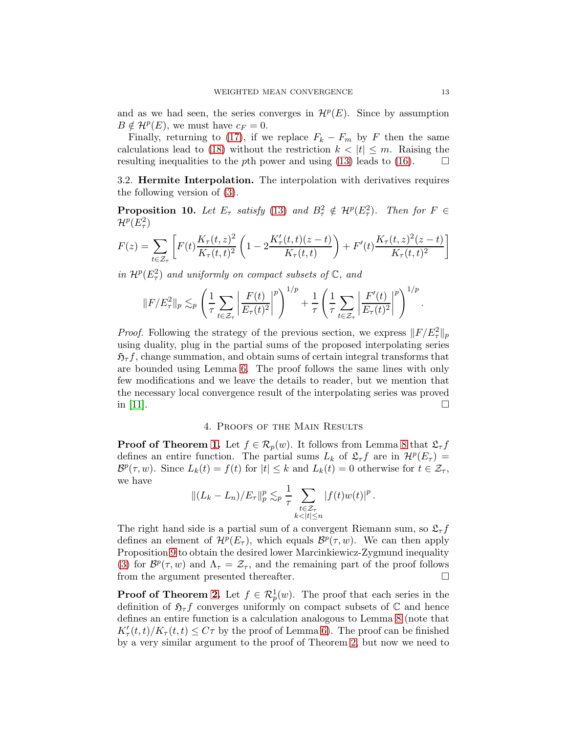and as we had seen, the series converges in $\mathcal{H}^p(E)$. Since by assumption $B \notin \mathcal{H}^p(E)$, we must have $c_F = 0$.

Finally, returning to (17), if we replace $F_k - F_m$ by $F$ then the same calculations lead to (18) without the restriction $k < |t| \le m$. Raising the resulting inequalities to the $p$th power and using (13) leads to (16). □

### 3.2. Hermite Interpolation.

The interpolation with derivatives requires the following version of (3).

**Proposition 10.** *Let $E_\tau$ satisfy (13) and $B_\tau^2 \notin \mathcal{H}^p(E_\tau^2)$. Then for $F \in \mathcal{H}^p(E_\tau^2)$*

$$F(z) = \sum_{t \in \mathcal{Z}_\tau} \left[ F(t) \frac{K_\tau(t,z)^2}{K_\tau(t,t)^2} \left(1 - 2\frac{K_\tau'(t,t)(z-t)}{K_\tau(t,t)}\right) + F'(t) \frac{K_\tau(t,z)^2 (z-t)}{K_\tau(t,t)^2} \right]$$

*in $\mathcal{H}^p(E_\tau^2)$ and uniformly on compact subsets of $\mathbb{C}$, and*

$$\|F/E_\tau^2\|_p \lesssim_p \left( \frac{1}{\tau} \sum_{t \in \mathcal{Z}_\tau} \left| \frac{F(t)}{E_\tau(t)^2} \right|^p \right)^{1/p} + \frac{1}{\tau} \left( \frac{1}{\tau} \sum_{t \in \mathcal{Z}_\tau} \left| \frac{F'(t)}{E_\tau(t)^2} \right|^p \right)^{1/p}.$$

*Proof.* Following the strategy of the previous section, we express $\|F/E_\tau^2\|_p$ using duality, plug in the partial sums of the proposed interpolating series $\mathfrak{H}_\tau f$, change summation, and obtain sums of certain integral transforms that are bounded using Lemma 6. The proof follows the same lines with only few modifications and we leave the details to reader, but we mention that the necessary local convergence result of the interpolating series was proved in [11]. □

## 4. Proofs of the Main Results

**Proof of Theorem 1.** Let $f \in \mathcal{R}_p(w)$. It follows from Lemma 8 that $\mathfrak{L}_\tau f$ defines an entire function. The partial sums $L_k$ of $\mathfrak{L}_\tau f$ are in $\mathcal{H}^p(E_\tau) = \mathcal{B}^p(\tau, w)$. Since $L_k(t) = f(t)$ for $|t| \le k$ and $L_k(t) = 0$ otherwise for $t \in \mathcal{Z}_\tau$, we have

$$\|(L_k - L_n)/E_\tau\|_p^p \lesssim_p \frac{1}{\tau} \sum_{\substack{t \in \mathcal{Z}_\tau \\ k < |t| \le n}} |f(t)w(t)|^p.$$

The right hand side is a partial sum of a convergent Riemann sum, so $\mathfrak{L}_\tau f$ defines an element of $\mathcal{H}^p(E_\tau)$, which equals $\mathcal{B}^p(\tau, w)$. We can then apply Proposition 9 to obtain the desired lower Marcinkiewicz-Zygmund inequality (3) for $\mathcal{B}^p(\tau, w)$ and $\Lambda_\tau = \mathcal{Z}_\tau$, and the remaining part of the proof follows from the argument presented thereafter. □

**Proof of Theorem 2.** Let $f \in \mathcal{R}_p^1(w)$. The proof that each series in the definition of $\mathfrak{H}_\tau f$ converges uniformly on compact subsets of $\mathbb{C}$ and hence defines an entire function is a calculation analogous to Lemma 8 (note that $K_\tau'(t,t)/K_\tau(t,t) \le C\tau$ by the proof of Lemma 6). The proof can be finished by a very similar argument to the proof of Theorem 2, but now we need to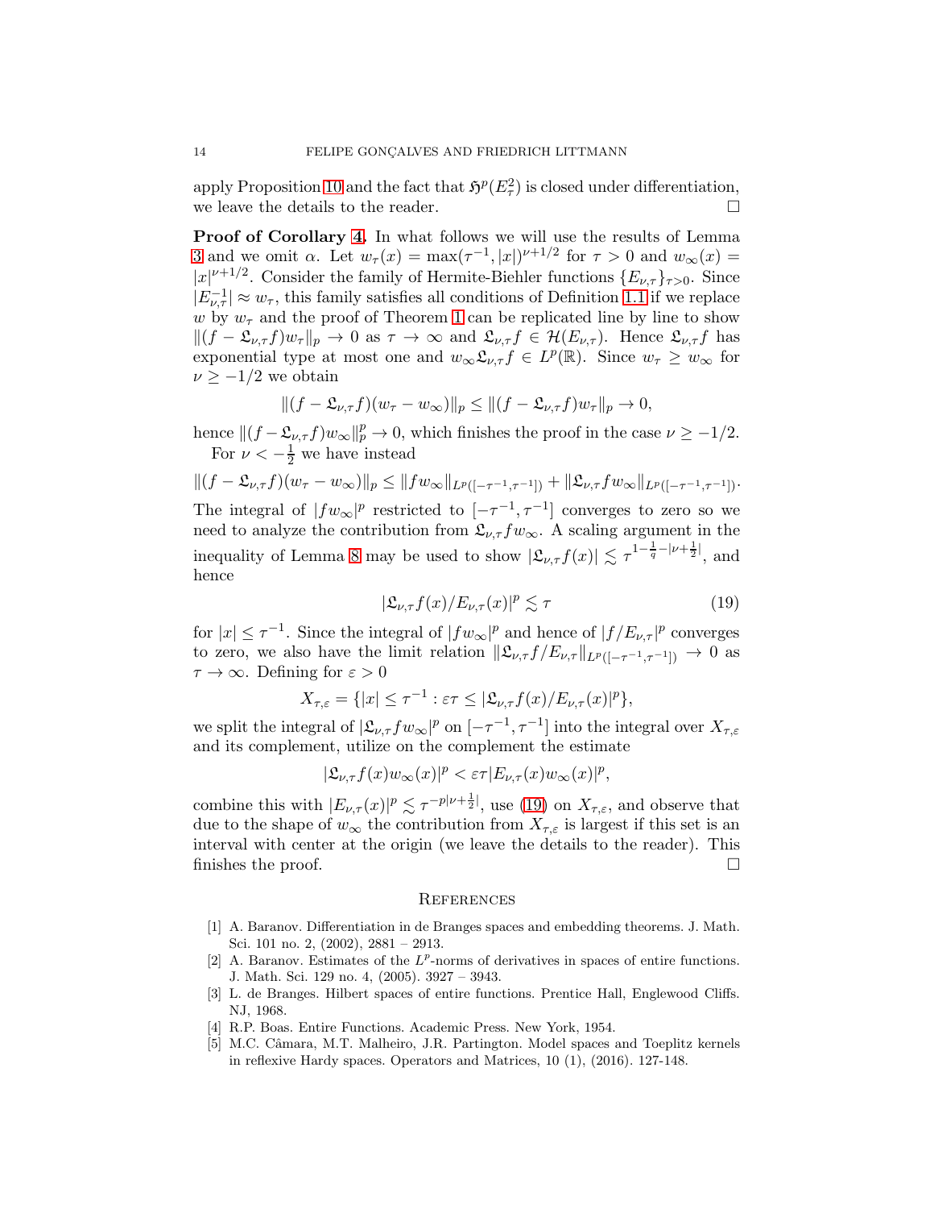apply Proposition 10 and the fact that $\mathfrak{H}^p(E_\tau^2)$ is closed under differentiation, we leave the details to the reader. $\square$

**Proof of Corollary 4.** In what follows we will use the results of Lemma 3 and we omit $\alpha$. Let $w_\tau(x) = \max(\tau^{-1}, |x|)^{\nu+1/2}$ for $\tau > 0$ and $w_\infty(x) = |x|^{\nu+1/2}$. Consider the family of Hermite-Biehler functions $\{E_{\nu,\tau}\}_{\tau>0}$. Since $|E_{\nu,\tau}^{-1}| \approx w_\tau$, this family satisfies all conditions of Definition 1.1 if we replace $w$ by $w_\tau$ and the proof of Theorem 1 can be replicated line by line to show $\|(f - \mathfrak{L}_{\nu,\tau} f) w_\tau\|_p \to 0$ as $\tau \to \infty$ and $\mathfrak{L}_{\nu,\tau} f \in \mathcal{H}(E_{\nu,\tau})$. Hence $\mathfrak{L}_{\nu,\tau} f$ has exponential type at most one and $w_\infty \mathfrak{L}_{\nu,\tau} f \in L^p(\mathbb{R})$. Since $w_\tau \geq w_\infty$ for $\nu \geq -1/2$ we obtain

$$\|(f - \mathfrak{L}_{\nu,\tau} f)(w_\tau - w_\infty)\|_p \leq \|(f - \mathfrak{L}_{\nu,\tau} f) w_\tau\|_p \to 0,$$

hence $\|(f - \mathfrak{L}_{\nu,\tau} f) w_\infty\|_p^p \to 0$, which finishes the proof in the case $\nu \geq -1/2$.

For $\nu < -\frac{1}{2}$ we have instead

$$\|(f - \mathfrak{L}_{\nu,\tau} f)(w_\tau - w_\infty)\|_p \leq \|f w_\infty\|_{L^p([-\tau^{-1},\tau^{-1}])} + \|\mathfrak{L}_{\nu,\tau} f w_\infty\|_{L^p([-\tau^{-1},\tau^{-1}])}.$$

The integral of $|f w_\infty|^p$ restricted to $[-\tau^{-1}, \tau^{-1}]$ converges to zero so we need to analyze the contribution from $\mathfrak{L}_{\nu,\tau} f w_\infty$. A scaling argument in the inequality of Lemma 8 may be used to show $|\mathfrak{L}_{\nu,\tau} f(x)| \lesssim \tau^{1-\frac{1}{q}-|\nu+\frac{1}{2}|}$, and hence

$$|\mathfrak{L}_{\nu,\tau} f(x)/E_{\nu,\tau}(x)|^p \lesssim \tau \tag{19}$$

for $|x| \leq \tau^{-1}$. Since the integral of $|f w_\infty|^p$ and hence of $|f/E_{\nu,\tau}|^p$ converges to zero, we also have the limit relation $\|\mathfrak{L}_{\nu,\tau} f/E_{\nu,\tau}\|_{L^p([-\tau^{-1},\tau^{-1}])} \to 0$ as $\tau \to \infty$. Defining for $\varepsilon > 0$

$$X_{\tau,\varepsilon} = \{|x| \leq \tau^{-1} : \varepsilon\tau \leq |\mathfrak{L}_{\nu,\tau} f(x)/E_{\nu,\tau}(x)|^p\},$$

we split the integral of $|\mathfrak{L}_{\nu,\tau} f w_\infty|^p$ on $[-\tau^{-1}, \tau^{-1}]$ into the integral over $X_{\tau,\varepsilon}$ and its complement, utilize on the complement the estimate

$$|\mathfrak{L}_{\nu,\tau} f(x) w_\infty(x)|^p < \varepsilon\tau |E_{\nu,\tau}(x) w_\infty(x)|^p,$$

combine this with $|E_{\nu,\tau}(x)|^p \lesssim \tau^{-p|\nu+\frac{1}{2}|}$, use (19) on $X_{\tau,\varepsilon}$, and observe that due to the shape of $w_\infty$ the contribution from $X_{\tau,\varepsilon}$ is largest if this set is an interval with center at the origin (we leave the details to the reader). This finishes the proof. $\square$

## References

[1] A. Baranov. Differentiation in de Branges spaces and embedding theorems. J. Math. Sci. 101 no. 2, (2002), 2881 – 2913.

[2] A. Baranov. Estimates of the $L^p$-norms of derivatives in spaces of entire functions. J. Math. Sci. 129 no. 4, (2005). 3927 – 3943.

[3] L. de Branges. Hilbert spaces of entire functions. Prentice Hall, Englewood Cliffs. NJ, 1968.

[4] R.P. Boas. Entire Functions. Academic Press. New York, 1954.

[5] M.C. Câmara, M.T. Malheiro, J.R. Partington. Model spaces and Toeplitz kernels in reflexive Hardy spaces. Operators and Matrices, 10 (1), (2016). 127-148.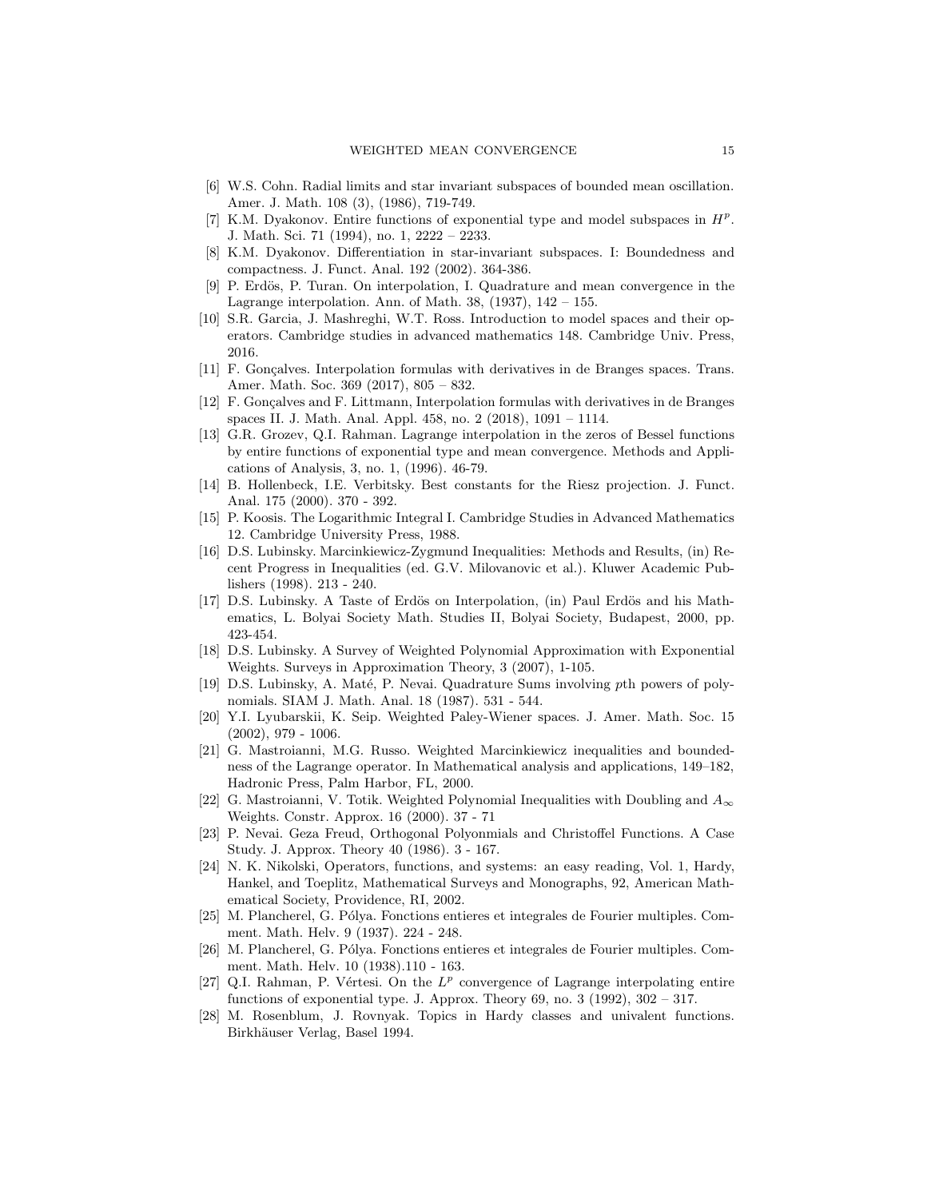[6] W.S. Cohn. Radial limits and star invariant subspaces of bounded mean oscillation. Amer. J. Math. 108 (3), (1986), 719-749.

[7] K.M. Dyakonov. Entire functions of exponential type and model subspaces in $H^p$. J. Math. Sci. 71 (1994), no. 1, 2222 – 2233.

[8] K.M. Dyakonov. Differentiation in star-invariant subspaces. I: Boundedness and compactness. J. Funct. Anal. 192 (2002). 364-386.

[9] P. Erdös, P. Turan. On interpolation, I. Quadrature and mean convergence in the Lagrange interpolation. Ann. of Math. 38, (1937), 142 – 155.

[10] S.R. Garcia, J. Mashreghi, W.T. Ross. Introduction to model spaces and their operators. Cambridge studies in advanced mathematics 148. Cambridge Univ. Press, 2016.

[11] F. Gonçalves. Interpolation formulas with derivatives in de Branges spaces. Trans. Amer. Math. Soc. 369 (2017), 805 – 832.

[12] F. Gonçalves and F. Littmann, Interpolation formulas with derivatives in de Branges spaces II. J. Math. Anal. Appl. 458, no. 2 (2018), 1091 – 1114.

[13] G.R. Grozev, Q.I. Rahman. Lagrange interpolation in the zeros of Bessel functions by entire functions of exponential type and mean convergence. Methods and Applications of Analysis, 3, no. 1, (1996). 46-79.

[14] B. Hollenbeck, I.E. Verbitsky. Best constants for the Riesz projection. J. Funct. Anal. 175 (2000). 370 - 392.

[15] P. Koosis. The Logarithmic Integral I. Cambridge Studies in Advanced Mathematics 12. Cambridge University Press, 1988.

[16] D.S. Lubinsky. Marcinkiewicz-Zygmund Inequalities: Methods and Results, (in) Recent Progress in Inequalities (ed. G.V. Milovanovic et al.). Kluwer Academic Publishers (1998). 213 - 240.

[17] D.S. Lubinsky. A Taste of Erdös on Interpolation, (in) Paul Erdös and his Mathematics, L. Bolyai Society Math. Studies II, Bolyai Society, Budapest, 2000, pp. 423-454.

[18] D.S. Lubinsky. A Survey of Weighted Polynomial Approximation with Exponential Weights. Surveys in Approximation Theory, 3 (2007), 1-105.

[19] D.S. Lubinsky, A. Maté, P. Nevai. Quadrature Sums involving $p$th powers of polynomials. SIAM J. Math. Anal. 18 (1987). 531 - 544.

[20] Y.I. Lyubarskii, K. Seip. Weighted Paley-Wiener spaces. J. Amer. Math. Soc. 15 (2002), 979 - 1006.

[21] G. Mastroianni, M.G. Russo. Weighted Marcinkiewicz inequalities and boundedness of the Lagrange operator. In Mathematical analysis and applications, 149–182, Hadronic Press, Palm Harbor, FL, 2000.

[22] G. Mastroianni, V. Totik. Weighted Polynomial Inequalities with Doubling and $A_\infty$ Weights. Constr. Approx. 16 (2000). 37 - 71

[23] P. Nevai. Geza Freud, Orthogonal Polyonmials and Christoffel Functions. A Case Study. J. Approx. Theory 40 (1986). 3 - 167.

[24] N. K. Nikolski, Operators, functions, and systems: an easy reading, Vol. 1, Hardy, Hankel, and Toeplitz, Mathematical Surveys and Monographs, 92, American Mathematical Society, Providence, RI, 2002.

[25] M. Plancherel, G. Pólya. Fonctions entieres et integrales de Fourier multiples. Comment. Math. Helv. 9 (1937). 224 - 248.

[26] M. Plancherel, G. Pólya. Fonctions entieres et integrales de Fourier multiples. Comment. Math. Helv. 10 (1938).110 - 163.

[27] Q.I. Rahman, P. Vértesi. On the $L^p$ convergence of Lagrange interpolating entire functions of exponential type. J. Approx. Theory 69, no. 3 (1992), 302 – 317.

[28] M. Rosenblum, J. Rovnyak. Topics in Hardy classes and univalent functions. Birkhäuser Verlag, Basel 1994.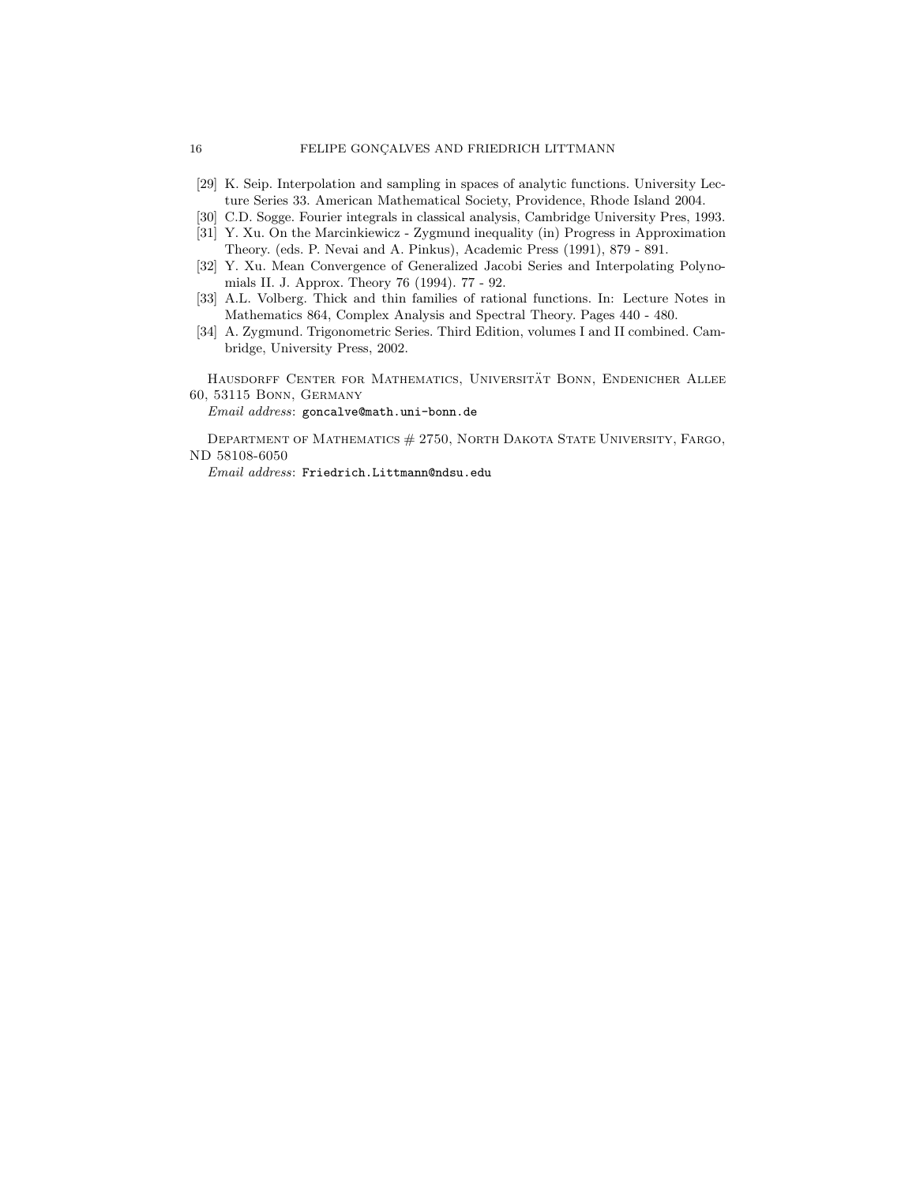[29] K. Seip. Interpolation and sampling in spaces of analytic functions. University Lecture Series 33. American Mathematical Society, Providence, Rhode Island 2004.

[30] C.D. Sogge. Fourier integrals in classical analysis, Cambridge University Pres, 1993.

[31] Y. Xu. On the Marcinkiewicz - Zygmund inequality (in) Progress in Approximation Theory. (eds. P. Nevai and A. Pinkus), Academic Press (1991), 879 - 891.

[32] Y. Xu. Mean Convergence of Generalized Jacobi Series and Interpolating Polynomials II. J. Approx. Theory 76 (1994). 77 - 92.

[33] A.L. Volberg. Thick and thin families of rational functions. In: Lecture Notes in Mathematics 864, Complex Analysis and Spectral Theory. Pages 440 - 480.

[34] A. Zygmund. Trigonometric Series. Third Edition, volumes I and II combined. Cambridge, University Press, 2002.

Hausdorff Center for Mathematics, Universität Bonn, Endenicher Allee 60, 53115 Bonn, Germany

*Email address*: goncalve@math.uni-bonn.de

Department of Mathematics # 2750, North Dakota State University, Fargo, ND 58108-6050

*Email address*: Friedrich.Littmann@ndsu.edu